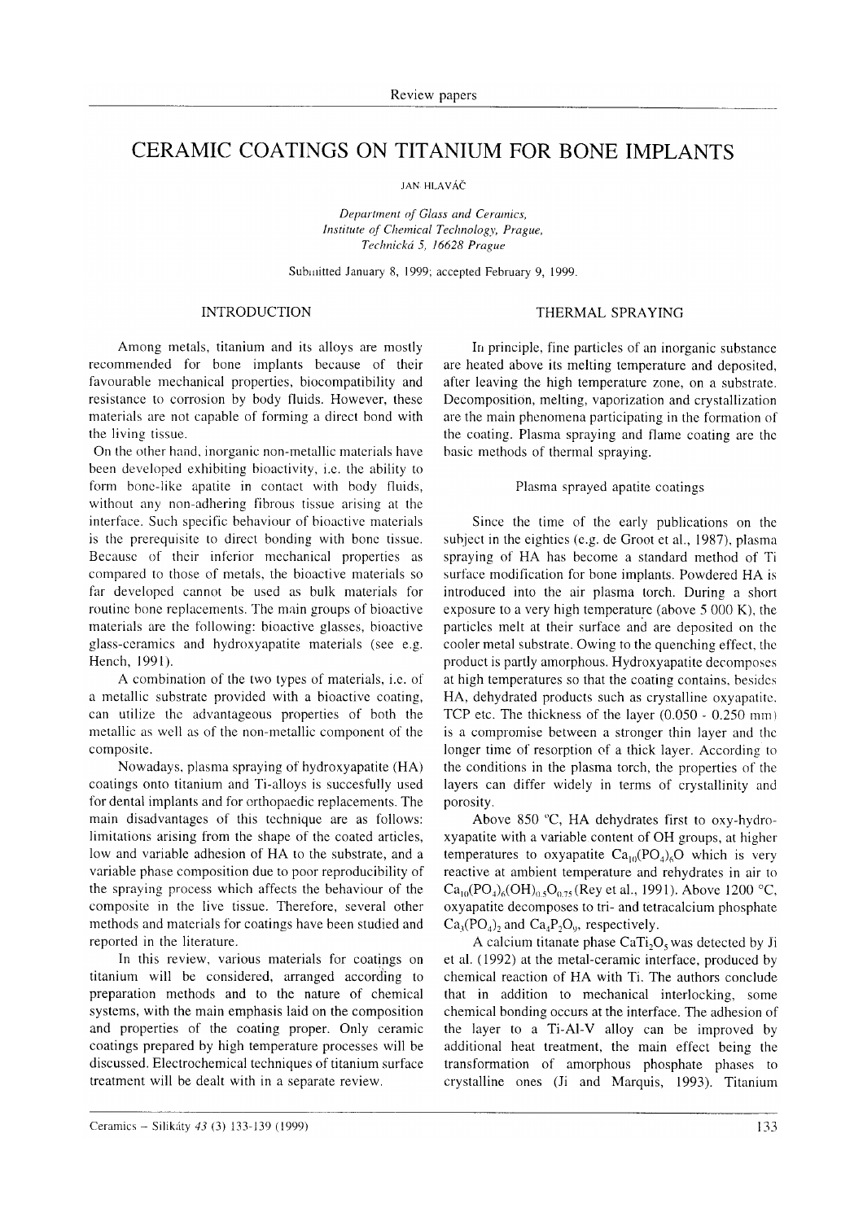Review papers

# CERAMIC COATINGS ON TITANIUM FOR BONE IMPLANTS

JAN HLAVÁČ

*Department of Glass and Ceramics,*
*Institute of Chemical Technology, Prague,*
*Technická 5, 16628 Prague*

Submitted January 8, 1999; accepted February 9, 1999.

## INTRODUCTION

Among metals, titanium and its alloys are mostly recommended for bone implants because of their favourable mechanical properties, biocompatibility and resistance to corrosion by body fluids. However, these materials are not capable of forming a direct bond with the living tissue.

On the other hand, inorganic non-metallic materials have been developed exhibiting bioactivity, i.e. the ability to form bone-like apatite in contact with body fluids, without any non-adhering fibrous tissue arising at the interface. Such specific behaviour of bioactive materials is the prerequisite to direct bonding with bone tissue. Because of their inferior mechanical properties as compared to those of metals, the bioactive materials so far developed cannot be used as bulk materials for routine bone replacements. The main groups of bioactive materials are the following: bioactive glasses, bioactive glass-ceramics and hydroxyapatite materials (see e.g. Hench, 1991).

A combination of the two types of materials, i.e. of a metallic substrate provided with a bioactive coating, can utilize the advantageous properties of both the metallic as well as of the non-metallic component of the composite.

Nowadays, plasma spraying of hydroxyapatite (HA) coatings onto titanium and Ti-alloys is succesfully used for dental implants and for orthopaedic replacements. The main disadvantages of this technique are as follows: limitations arising from the shape of the coated articles, low and variable adhesion of HA to the substrate, and a variable phase composition due to poor reproducibility of the spraying process which affects the behaviour of the composite in the live tissue. Therefore, several other methods and materials for coatings have been studied and reported in the literature.

In this review, various materials for coatings on titanium will be considered, arranged according to preparation methods and to the nature of chemical systems, with the main emphasis laid on the composition and properties of the coating proper. Only ceramic coatings prepared by high temperature processes will be discussed. Electrochemical techniques of titanium surface treatment will be dealt with in a separate review.

## THERMAL SPRAYING

In principle, fine particles of an inorganic substance are heated above its melting temperature and deposited, after leaving the high temperature zone, on a substrate. Decomposition, melting, vaporization and crystallization are the main phenomena participating in the formation of the coating. Plasma spraying and flame coating are the basic methods of thermal spraying.

### Plasma sprayed apatite coatings

Since the time of the early publications on the subject in the eighties (e.g. de Groot et al., 1987), plasma spraying of HA has become a standard method of Ti surface modification for bone implants. Powdered HA is introduced into the air plasma torch. During a short exposure to a very high temperature (above 5 000 K), the particles melt at their surface and are deposited on the cooler metal substrate. Owing to the quenching effect, the product is partly amorphous. Hydroxyapatite decomposes at high temperatures so that the coating contains, besides HA, dehydrated products such as crystalline oxyapatite, TCP etc. The thickness of the layer (0.050 - 0.250 mm) is a compromise between a stronger thin layer and the longer time of resorption of a thick layer. According to the conditions in the plasma torch, the properties of the layers can differ widely in terms of crystallinity and porosity.

Above 850 °C, HA dehydrates first to oxy-hydroxyapatite with a variable content of OH groups, at higher temperatures to oxyapatite $Ca_{10}(PO_4)_6O$ which is very reactive at ambient temperature and rehydrates in air to $Ca_{10}(PO_4)_6(OH)_{0.5}O_{0.75}$ (Rey et al., 1991). Above 1200 °C, oxyapatite decomposes to tri- and tetracalcium phosphate $Ca_3(PO_4)_2$ and $Ca_4P_2O_9$, respectively.

A calcium titanate phase $CaTi_2O_5$ was detected by Ji et al. (1992) at the metal-ceramic interface, produced by chemical reaction of HA with Ti. The authors conclude that in addition to mechanical interlocking, some chemical bonding occurs at the interface. The adhesion of the layer to a Ti-Al-V alloy can be improved by additional heat treatment, the main effect being the transformation of amorphous phosphate phases to crystalline ones (Ji and Marquis, 1993). Titanium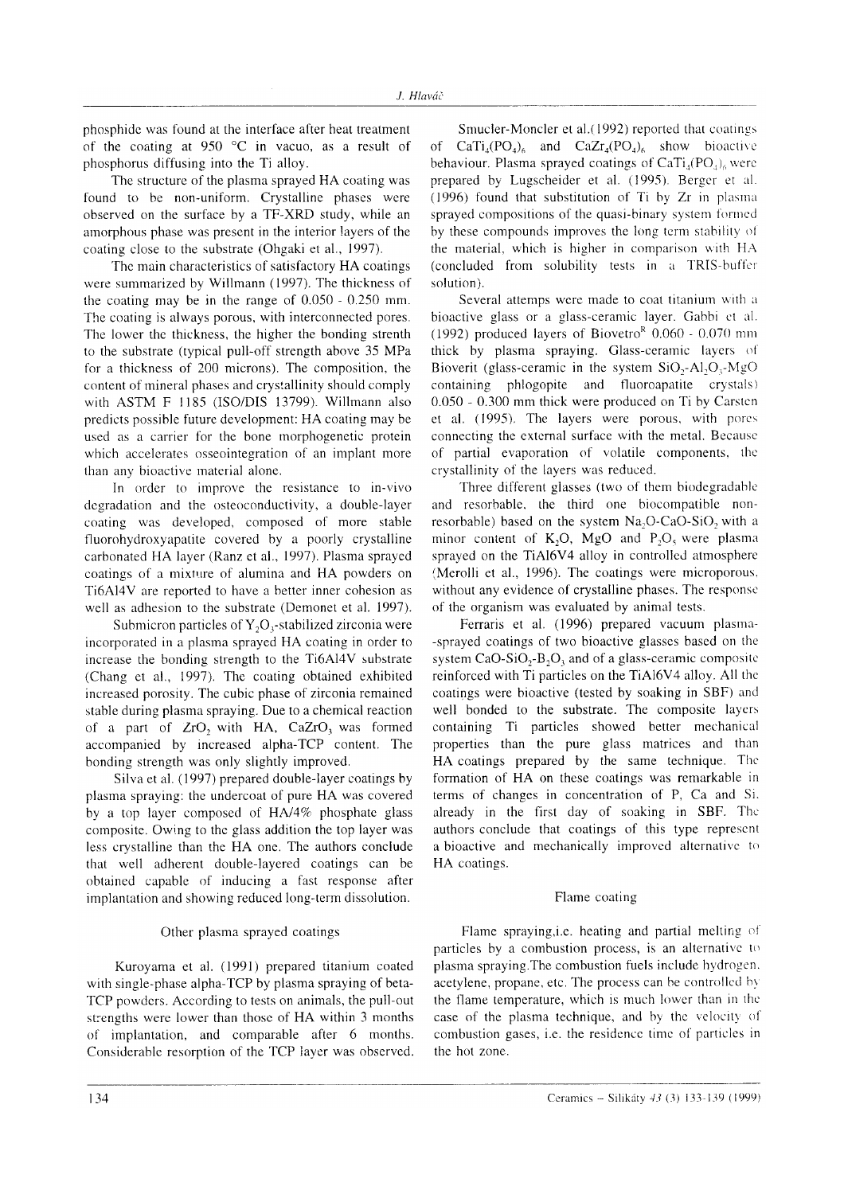phosphide was found at the interface after heat treatment of the coating at 950 °C in vacuo, as a result of phosphorus diffusing into the Ti alloy.

The structure of the plasma sprayed HA coating was found to be non-uniform. Crystalline phases were observed on the surface by a TF-XRD study, while an amorphous phase was present in the interior layers of the coating close to the substrate (Ohgaki et al., 1997).

The main characteristics of satisfactory HA coatings were summarized by Willmann (1997). The thickness of the coating may be in the range of 0.050 - 0.250 mm. The coating is always porous, with interconnected pores. The lower the thickness, the higher the bonding strenth to the substrate (typical pull-off strength above 35 MPa for a thickness of 200 microns). The composition, the content of mineral phases and crystallinity should comply with ASTM F 1185 (ISO/DIS 13799). Willmann also predicts possible future development: HA coating may be used as a carrier for the bone morphogenetic protein which accelerates osseointegration of an implant more than any bioactive material alone.

In order to improve the resistance to in-vivo degradation and the osteoconductivity, a double-layer coating was developed, composed of more stable fluorohydroxyapatite covered by a poorly crystalline carbonated HA layer (Ranz et al., 1997). Plasma sprayed coatings of a mixture of alumina and HA powders on Ti6Al4V are reported to have a better inner cohesion as well as adhesion to the substrate (Demonet et al. 1997).

Submicron particles of $Y_2O_3$-stabilized zirconia were incorporated in a plasma sprayed HA coating in order to increase the bonding strength to the Ti6Al4V substrate (Chang et al., 1997). The coating obtained exhibited increased porosity. The cubic phase of zirconia remained stable during plasma spraying. Due to a chemical reaction of a part of $ZrO_2$ with HA, $CaZrO_3$ was formed accompanied by increased alpha-TCP content. The bonding strength was only slightly improved.

Silva et al. (1997) prepared double-layer coatings by plasma spraying: the undercoat of pure HA was covered by a top layer composed of HA/4% phosphate glass composite. Owing to the glass addition the top layer was less crystalline than the HA one. The authors conclude that well adherent double-layered coatings can be obtained capable of inducing a fast response after implantation and showing reduced long-term dissolution.

## Other plasma sprayed coatings

Kuroyama et al. (1991) prepared titanium coated with single-phase alpha-TCP by plasma spraying of beta-TCP powders. According to tests on animals, the pull-out strengths were lower than those of HA within 3 months of implantation, and comparable after 6 months. Considerable resorption of the TCP layer was observed.

Smucler-Moncler et al.(1992) reported that coatings of $CaTi_4(PO_4)_6$ and $CaZr_4(PO_4)_6$ show bioactive behaviour. Plasma sprayed coatings of $CaTi_4(PO_4)_6$ were prepared by Lugscheider et al. (1995). Berger et al. (1996) found that substitution of Ti by Zr in plasma sprayed compositions of the quasi-binary system formed by these compounds improves the long term stability of the material, which is higher in comparison with HA (concluded from solubility tests in a TRIS-buffer solution).

Several attemps were made to coat titanium with a bioactive glass or a glass-ceramic layer. Gabbi et al. (1992) produced layers of Biovetro[R] 0.060 - 0.070 mm thick by plasma spraying. Glass-ceramic layers of Bioverit (glass-ceramic in the system $SiO_2$-$Al_2O_3$-$MgO$ containing phlogopite and fluoroapatite crystals) 0.050 - 0.300 mm thick were produced on Ti by Carsten et al. (1995). The layers were porous, with pores connecting the external surface with the metal. Because of partial evaporation of volatile components, the crystallinity of the layers was reduced.

Three different glasses (two of them biodegradable and resorbable, the third one biocompatible non-resorbable) based on the system $Na_2O$-$CaO$-$SiO_2$ with a minor content of $K_2O$, $MgO$ and $P_2O_5$ were plasma sprayed on the TiAl6V4 alloy in controlled atmosphere (Merolli et al., 1996). The coatings were microporous, without any evidence of crystalline phases. The response of the organism was evaluated by animal tests.

Ferraris et al. (1996) prepared vacuum plasma-sprayed coatings of two bioactive glasses based on the system $CaO$-$SiO_2$-$B_2O_3$ and of a glass-ceramic composite reinforced with Ti particles on the TiAl6V4 alloy. All the coatings were bioactive (tested by soaking in SBF) and well bonded to the substrate. The composite layers containing Ti particles showed better mechanical properties than the pure glass matrices and than HA coatings prepared by the same technique. The formation of HA on these coatings was remarkable in terms of changes in concentration of P, Ca and Si, already in the first day of soaking in SBF. The authors conclude that coatings of this type represent a bioactive and mechanically improved alternative to HA coatings.

## Flame coating

Flame spraying,i.e. heating and partial melting of particles by a combustion process, is an alternative to plasma spraying.The combustion fuels include hydrogen, acetylene, propane, etc. The process can be controlled by the flame temperature, which is much lower than in the case of the plasma technique, and by the velocity of combustion gases, i.e. the residence time of particles in the hot zone.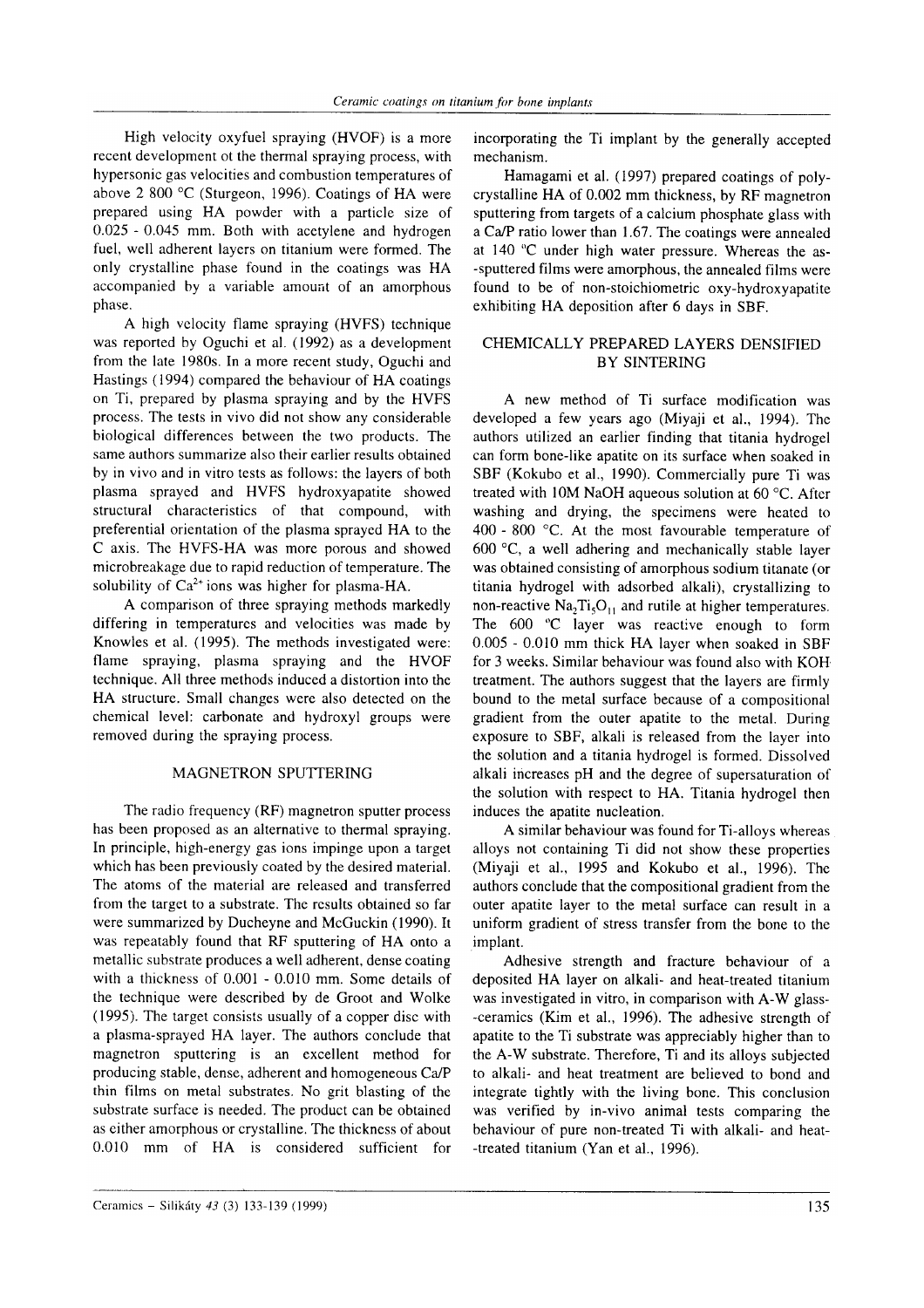High velocity oxyfuel spraying (HVOF) is a more recent development ot the thermal spraying process, with hypersonic gas velocities and combustion temperatures of above 2 800 °C (Sturgeon, 1996). Coatings of HA were prepared using HA powder with a particle size of 0.025 - 0.045 mm. Both with acetylene and hydrogen fuel, well adherent layers on titanium were formed. The only crystalline phase found in the coatings was HA accompanied by a variable amount of an amorphous phase.

A high velocity flame spraying (HVFS) technique was reported by Oguchi et al. (1992) as a development from the late 1980s. In a more recent study, Oguchi and Hastings (1994) compared the behaviour of HA coatings on Ti, prepared by plasma spraying and by the HVFS process. The tests in vivo did not show any considerable biological differences between the two products. The same authors summarize also their earlier results obtained by in vivo and in vitro tests as follows: the layers of both plasma sprayed and HVFS hydroxyapatite showed structural characteristics of that compound, with preferential orientation of the plasma sprayed HA to the C axis. The HVFS-HA was more porous and showed microbreakage due to rapid reduction of temperature. The solubility of $Ca^{2+}$ ions was higher for plasma-HA.

A comparison of three spraying methods markedly differing in temperatures and velocities was made by Knowles et al. (1995). The methods investigated were: flame spraying, plasma spraying and the HVOF technique. All three methods induced a distortion into the HA structure. Small changes were also detected on the chemical level: carbonate and hydroxyl groups were removed during the spraying process.

## MAGNETRON SPUTTERING

The radio frequency (RF) magnetron sputter process has been proposed as an alternative to thermal spraying. In principle, high-energy gas ions impinge upon a target which has been previously coated by the desired material. The atoms of the material are released and transferred from the target to a substrate. The results obtained so far were summarized by Ducheyne and McGuckin (1990). It was repeatably found that RF sputtering of HA onto a metallic substrate produces a well adherent, dense coating with a thickness of 0.001 - 0.010 mm. Some details of the technique were described by de Groot and Wolke (1995). The target consists usually of a copper disc with a plasma-sprayed HA layer. The authors conclude that magnetron sputtering is an excellent method for producing stable, dense, adherent and homogeneous Ca/P thin films on metal substrates. No grit blasting of the substrate surface is needed. The product can be obtained as either amorphous or crystalline. The thickness of about 0.010 mm of HA is considered sufficient for incorporating the Ti implant by the generally accepted mechanism.

Hamagami et al. (1997) prepared coatings of polycrystalline HA of 0.002 mm thickness, by RF magnetron sputtering from targets of a calcium phosphate glass with a Ca/P ratio lower than 1.67. The coatings were annealed at 140 °C under high water pressure. Whereas the as-sputtered films were amorphous, the annealed films were found to be of non-stoichiometric oxy-hydroxyapatite exhibiting HA deposition after 6 days in SBF.

## CHEMICALLY PREPARED LAYERS DENSIFIED BY SINTERING

A new method of Ti surface modification was developed a few years ago (Miyaji et al., 1994). The authors utilized an earlier finding that titania hydrogel can form bone-like apatite on its surface when soaked in SBF (Kokubo et al., 1990). Commercially pure Ti was treated with 10M NaOH aqueous solution at 60 °C. After washing and drying, the specimens were heated to 400 - 800 °C. At the most favourable temperature of 600 °C, a well adhering and mechanically stable layer was obtained consisting of amorphous sodium titanate (or titania hydrogel with adsorbed alkali), crystallizing to non-reactive $Na_2Ti_5O_{11}$ and rutile at higher temperatures. The 600 °C layer was reactive enough to form 0.005 - 0.010 mm thick HA layer when soaked in SBF for 3 weeks. Similar behaviour was found also with KOH treatment. The authors suggest that the layers are firmly bound to the metal surface because of a compositional gradient from the outer apatite to the metal. During exposure to SBF, alkali is released from the layer into the solution and a titania hydrogel is formed. Dissolved alkali increases pH and the degree of supersaturation of the solution with respect to HA. Titania hydrogel then induces the apatite nucleation.

A similar behaviour was found for Ti-alloys whereas alloys not containing Ti did not show these properties (Miyaji et al., 1995 and Kokubo et al., 1996). The authors conclude that the compositional gradient from the outer apatite layer to the metal surface can result in a uniform gradient of stress transfer from the bone to the implant.

Adhesive strength and fracture behaviour of a deposited HA layer on alkali- and heat-treated titanium was investigated in vitro, in comparison with A-W glass-ceramics (Kim et al., 1996). The adhesive strength of apatite to the Ti substrate was appreciably higher than to the A-W substrate. Therefore, Ti and its alloys subjected to alkali- and heat treatment are believed to bond and integrate tightly with the living bone. This conclusion was verified by in-vivo animal tests comparing the behaviour of pure non-treated Ti with alkali- and heat-treated titanium (Yan et al., 1996).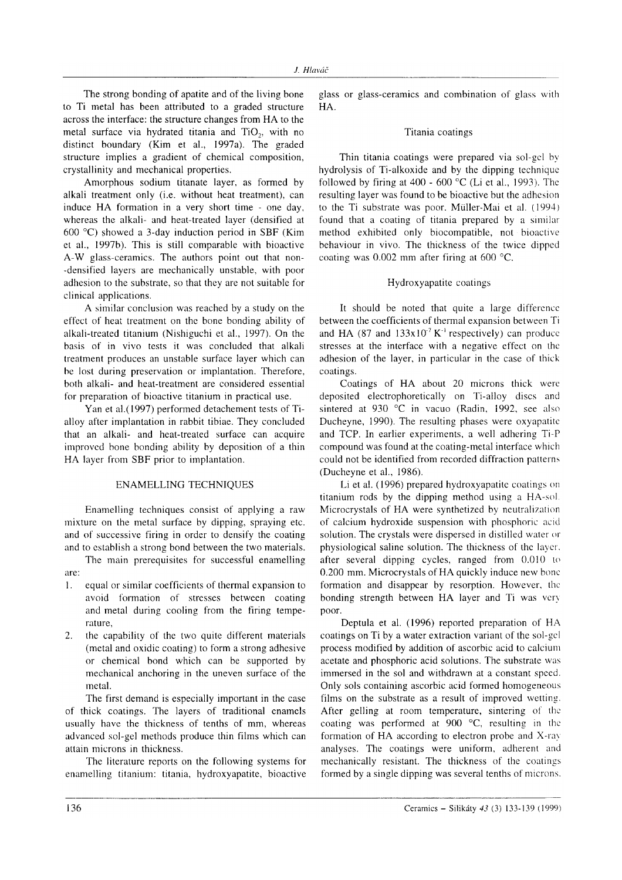The strong bonding of apatite and of the living bone to Ti metal has been attributed to a graded structure across the interface: the structure changes from HA to the metal surface via hydrated titania and $TiO_2$, with no distinct boundary (Kim et al., 1997a). The graded structure implies a gradient of chemical composition, crystallinity and mechanical properties.

Amorphous sodium titanate layer, as formed by alkali treatment only (i.e. without heat treatment), can induce HA formation in a very short time - one day, whereas the alkali- and heat-treated layer (densified at 600 °C) showed a 3-day induction period in SBF (Kim et al., 1997b). This is still comparable with bioactive A-W glass-ceramics. The authors point out that non--densified layers are mechanically unstable, with poor adhesion to the substrate, so that they are not suitable for clinical applications.

A similar conclusion was reached by a study on the effect of heat treatment on the bone bonding ability of alkali-treated titanium (Nishiguchi et al., 1997). On the basis of in vivo tests it was concluded that alkali treatment produces an unstable surface layer which can be lost during preservation or implantation. Therefore, both alkali- and heat-treatment are considered essential for preparation of bioactive titanium in practical use.

Yan et al.(1997) performed detachement tests of Ti-alloy after implantation in rabbit tibiae. They concluded that an alkali- and heat-treated surface can acquire improved bone bonding ability by deposition of a thin HA layer from SBF prior to implantation.

## ENAMELLING TECHNIQUES

Enamelling techniques consist of applying a raw mixture on the metal surface by dipping, spraying etc. and of successive firing in order to densify the coating and to establish a strong bond between the two materials.

The main prerequisites for successful enamelling are:

1. equal or similar coefficients of thermal expansion to avoid formation of stresses between coating and metal during cooling from the firing temperature,
2. the capability of the two quite different materials (metal and oxidic coating) to form a strong adhesive or chemical bond which can be supported by mechanical anchoring in the uneven surface of the metal.

The first demand is especially important in the case of thick coatings. The layers of traditional enamels usually have the thickness of tenths of mm, whereas advanced sol-gel methods produce thin films which can attain microns in thickness.

The literature reports on the following systems for enamelling titanium: titania, hydroxyapatite, bioactive glass or glass-ceramics and combination of glass with HA.

### Titania coatings

Thin titania coatings were prepared via sol-gel by hydrolysis of Ti-alkoxide and by the dipping technique followed by firing at 400 - 600 °C (Li et al., 1993). The resulting layer was found to be bioactive but the adhesion to the Ti substrate was poor. Müller-Mai et al. (1994) found that a coating of only titania prepared by a similar method exhibited only biocompatible, not bioactive behaviour in vivo. The thickness of the twice dipped coating was 0.002 mm after firing at 600 °C.

### Hydroxyapatite coatings

It should be noted that quite a large difference between the coefficients of thermal expansion between Ti and HA (87 and $133 \times 10^{-7}$ $K^{-1}$ respectively) can produce stresses at the interface with a negative effect on the adhesion of the layer, in particular in the case of thick coatings.

Coatings of HA about 20 microns thick were deposited electrophoretically on Ti-alloy discs and sintered at 930 °C in vacuo (Radin, 1992, see also Ducheyne, 1990). The resulting phases were oxyapatite and TCP. In earlier experiments, a well adhering Ti-P compound was found at the coating-metal interface which could not be identified from recorded diffraction patterns (Ducheyne et al., 1986).

Li et al. (1996) prepared hydroxyapatite coatings on titanium rods by the dipping method using a HA-sol. Microcrystals of HA were synthetized by neutralization of calcium hydroxide suspension with phosphoric acid solution. The crystals were dispersed in distilled water or physiological saline solution. The thickness of the layer, after several dipping cycles, ranged from 0.010 to 0.200 mm. Microcrystals of HA quickly induce new bone formation and disappear by resorption. However, the bonding strength between HA layer and Ti was very poor.

Deptula et al. (1996) reported preparation of HA coatings on Ti by a water extraction variant of the sol-gel process modified by addition of ascorbic acid to calcium acetate and phosphoric acid solutions. The substrate was immersed in the sol and withdrawn at a constant speed. Only sols containing ascorbic acid formed homogeneous films on the substrate as a result of improved wetting. After gelling at room temperature, sintering of the coating was performed at 900 °C, resulting in the formation of HA according to electron probe and X-ray analyses. The coatings were uniform, adherent and mechanically resistant. The thickness of the coatings formed by a single dipping was several tenths of microns.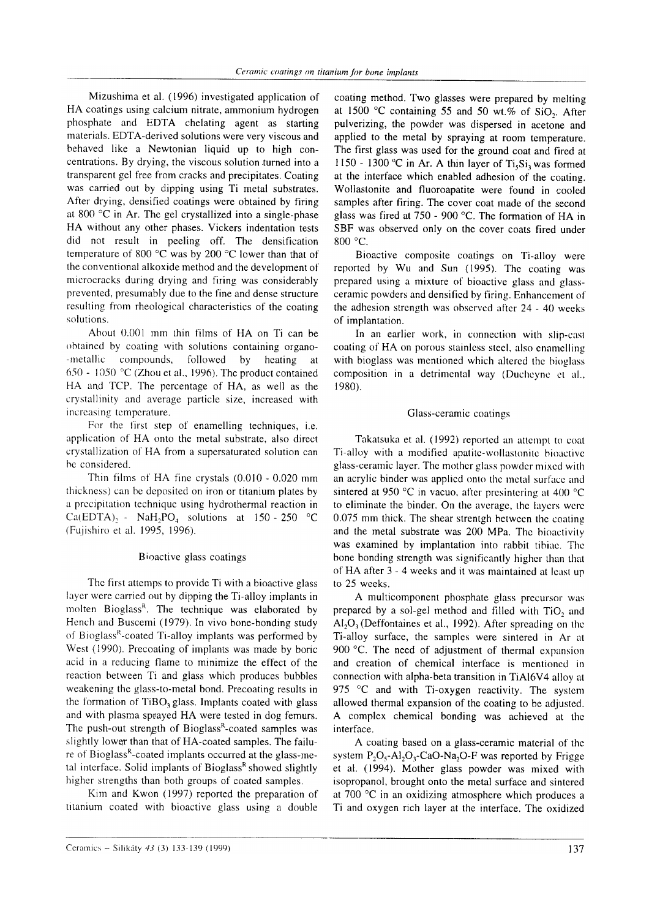Mizushima et al. (1996) investigated application of HA coatings using calcium nitrate, ammonium hydrogen phosphate and EDTA chelating agent as starting materials. EDTA-derived solutions were very viscous and behaved like a Newtonian liquid up to high concentrations. By drying, the viscous solution turned into a transparent gel free from cracks and precipitates. Coating was carried out by dipping using Ti metal substrates. After drying, densified coatings were obtained by firing at 800 °C in Ar. The gel crystallized into a single-phase HA without any other phases. Vickers indentation tests did not result in peeling off. The densification temperature of 800 °C was by 200 °C lower than that of the conventional alkoxide method and the development of microcracks during drying and firing was considerably prevented, presumably due to the fine and dense structure resulting from rheological characteristics of the coating solutions.

About 0.001 mm thin films of HA on Ti can be obtained by coating with solutions containing organo-metallic compounds, followed by heating at 650 - 1050 °C (Zhou et al., 1996). The product contained HA and TCP. The percentage of HA, as well as the crystallinity and average particle size, increased with increasing temperature.

For the first step of enamelling techniques, i.e. application of HA onto the metal substrate, also direct crystallization of HA from a supersaturated solution can be considered.

Thin films of HA fine crystals (0.010 - 0.020 mm thickness) can be deposited on iron or titanium plates by a precipitation technique using hydrothermal reaction in $Ca(EDTA)_2$ - $NaH_2PO_4$ solutions at 150 - 250 °C (Fujishiro et al. 1995, 1996).

## Bioactive glass coatings

The first attemps to provide Ti with a bioactive glass layer were carried out by dipping the Ti-alloy implants in molten Bioglass[R]. The technique was elaborated by Hench and Buscemi (1979). In vivo bone-bonding study of Bioglass[R]-coated Ti-alloy implants was performed by West (1990). Precoating of implants was made by boric acid in a reducing flame to minimize the effect of the reaction between Ti and glass which produces bubbles weakening the glass-to-metal bond. Precoating results in the formation of $TiBO_3$ glass. Implants coated with glass and with plasma sprayed HA were tested in dog femurs. The push-out strength of Bioglass[R]-coated samples was slightly lower than that of HA-coated samples. The failure of Bioglass[R]-coated implants occurred at the glass-metal interface. Solid implants of Bioglass[R] showed slightly higher strengths than both groups of coated samples.

Kim and Kwon (1997) reported the preparation of titanium coated with bioactive glass using a double coating method. Two glasses were prepared by melting at 1500 °C containing 55 and 50 wt.% of $SiO_2$. After pulverizing, the powder was dispersed in acetone and applied to the metal by spraying at room temperature. The first glass was used for the ground coat and fired at 1150 - 1300 °C in Ar. A thin layer of $Ti_5Si_3$ was formed at the interface which enabled adhesion of the coating. Wollastonite and fluoroapatite were found in cooled samples after firing. The cover coat made of the second glass was fired at 750 - 900 °C. The formation of HA in SBF was observed only on the cover coats fired under 800 °C.

Bioactive composite coatings on Ti-alloy were reported by Wu and Sun (1995). The coating was prepared using a mixture of bioactive glass and glass-ceramic powders and densified by firing. Enhancement of the adhesion strength was observed after 24 - 40 weeks of implantation.

In an earlier work, in connection with slip-cast coating of HA on porous stainless steel, also enamelling with bioglass was mentioned which altered the bioglass composition in a detrimental way (Ducheyne et al., 1980).

## Glass-ceramic coatings

Takatsuka et al. (1992) reported an attempt to coat Ti-alloy with a modified apatite-wollastonite bioactive glass-ceramic layer. The mother glass powder mixed with an acrylic binder was applied onto the metal surface and sintered at 950 °C in vacuo, after presintering at 400 °C to eliminate the binder. On the average, the layers were 0.075 mm thick. The shear strength between the coating and the metal substrate was 200 MPa. The bioactivity was examined by implantation into rabbit tibiae. The bone bonding strength was significantly higher than that of HA after 3 - 4 weeks and it was maintained at least up to 25 weeks.

A multicomponent phosphate glass precursor was prepared by a sol-gel method and filled with $TiO_2$ and $Al_2O_3$ (Deffontaines et al., 1992). After spreading on the Ti-alloy surface, the samples were sintered in Ar at 900 °C. The need of adjustment of thermal expansion and creation of chemical interface is mentioned in connection with alpha-beta transition in TiAl6V4 alloy at 975 °C and with Ti-oxygen reactivity. The system allowed thermal expansion of the coating to be adjusted. A complex chemical bonding was achieved at the interface.

A coating based on a glass-ceramic material of the system $P_2O_5$-$Al_2O_3$-$CaO$-$Na_2O$-F was reported by Frigge et al. (1994). Mother glass powder was mixed with isopropanol, brought onto the metal surface and sintered at 700 °C in an oxidizing atmosphere which produces a Ti and oxygen rich layer at the interface. The oxidized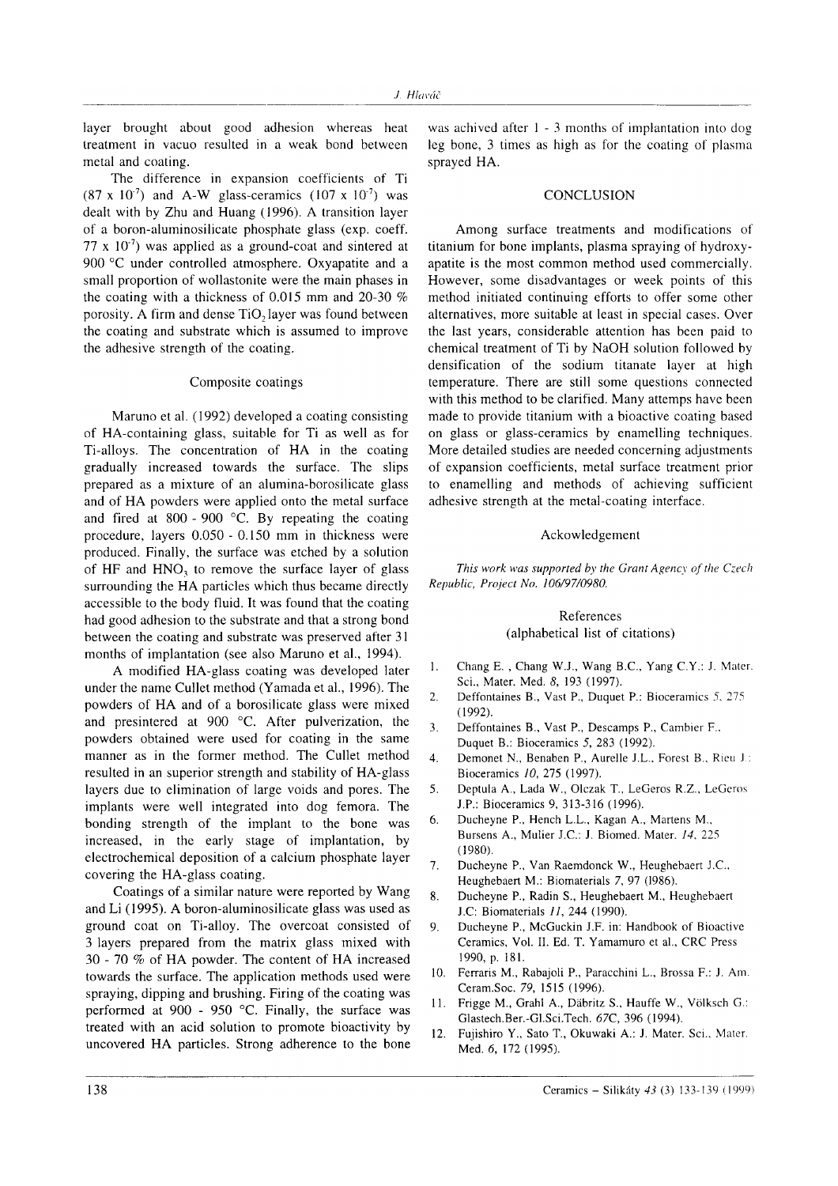layer brought about good adhesion whereas heat treatment in vacuo resulted in a weak bond between metal and coating.

The difference in expansion coefficients of Ti ($87 \times 10^{-7}$) and A-W glass-ceramics ($107 \times 10^{-7}$) was dealt with by Zhu and Huang (1996). A transition layer of a boron-aluminosilicate phosphate glass (exp. coeff. $77 \times 10^{-7}$) was applied as a ground-coat and sintered at 900 °C under controlled atmosphere. Oxyapatite and a small proportion of wollastonite were the main phases in the coating with a thickness of 0.015 mm and 20-30 % porosity. A firm and dense $TiO_2$ layer was found between the coating and substrate which is assumed to improve the adhesive strength of the coating.

### Composite coatings

Maruno et al. (1992) developed a coating consisting of HA-containing glass, suitable for Ti as well as for Ti-alloys. The concentration of HA in the coating gradually increased towards the surface. The slips prepared as a mixture of an alumina-borosilicate glass and of HA powders were applied onto the metal surface and fired at 800 - 900 °C. By repeating the coating procedure, layers 0.050 - 0.150 mm in thickness were produced. Finally, the surface was etched by a solution of HF and $HNO_3$ to remove the surface layer of glass surrounding the HA particles which thus became directly accessible to the body fluid. It was found that the coating had good adhesion to the substrate and that a strong bond between the coating and substrate was preserved after 31 months of implantation (see also Maruno et al., 1994).

A modified HA-glass coating was developed later under the name Cullet method (Yamada et al., 1996). The powders of HA and of a borosilicate glass were mixed and presintered at 900 °C. After pulverization, the powders obtained were used for coating in the same manner as in the former method. The Cullet method resulted in an superior strength and stability of HA-glass layers due to elimination of large voids and pores. The implants were well integrated into dog femora. The bonding strength of the implant to the bone was increased, in the early stage of implantation, by electrochemical deposition of a calcium phosphate layer covering the HA-glass coating.

Coatings of a similar nature were reported by Wang and Li (1995). A boron-aluminosilicate glass was used as ground coat on Ti-alloy. The overcoat consisted of 3 layers prepared from the matrix glass mixed with 30 - 70 % of HA powder. The content of HA increased towards the surface. The application methods used were spraying, dipping and brushing. Firing of the coating was performed at 900 - 950 °C. Finally, the surface was treated with an acid solution to promote bioactivity by uncovered HA particles. Strong adherence to the bone was achived after 1 - 3 months of implantation into dog leg bone, 3 times as high as for the coating of plasma sprayed HA.

## CONCLUSION

Among surface treatments and modifications of titanium for bone implants, plasma spraying of hydroxyapatite is the most common method used commercially. However, some disadvantages or week points of this method initiated continuing efforts to offer some other alternatives, more suitable at least in special cases. Over the last years, considerable attention has been paid to chemical treatment of Ti by NaOH solution followed by densification of the sodium titanate layer at high temperature. There are still some questions connected with this method to be clarified. Many attemps have been made to provide titanium with a bioactive coating based on glass or glass-ceramics by enamelling techniques. More detailed studies are needed concerning adjustments of expansion coefficients, metal surface treatment prior to enamelling and methods of achieving sufficient adhesive strength at the metal-coating interface.

### Ackowledgement

*This work was supported by the Grant Agency of the Czech Republic, Project No. 106/97/0980.*

### References
(alphabetical list of citations)

1. Chang E. , Chang W.J., Wang B.C., Yang C.Y.: J. Mater. Sci., Mater. Med. *8*, 193 (1997).
2. Deffontaines B., Vast P., Duquet P.: Bioceramics *5*, 275 (1992).
3. Deffontaines B., Vast P., Descamps P., Cambier F., Duquet B.: Bioceramics *5*, 283 (1992).
4. Demonet N., Benaben P., Aurelle J.L., Forest B., Rieu J.: Bioceramics *10*, 275 (1997).
5. Deptula A., Lada W., Olczak T., LeGeros R.Z., LeGeros J.P.: Bioceramics 9, 313-316 (1996).
6. Ducheyne P., Hench L.L., Kagan A., Martens M., Bursens A., Mulier J.C.: J. Biomed. Mater. *14*, 225 (1980).
7. Ducheyne P., Van Raemdonck W., Heughebaert J.C., Heughebaert M.: Biomaterials *7*, 97 (1986).
8. Ducheyne P., Radin S., Heughebaert M., Heughebaert J.C: Biomaterials *11*, 244 (1990).
9. Ducheyne P., McGuckin J.F. in: Handbook of Bioactive Ceramics, Vol. II. Ed. T. Yamamuro et al., CRC Press 1990, p. 181.
10. Ferraris M., Rabajoli P., Paracchini L., Brossa F.: J. Am. Ceram.Soc. *79*, 1515 (1996).
11. Frigge M., Grahl A., Däbritz S., Hauffe W., Völksch G.: Glastech.Ber.-Gl.Sci.Tech. *67C*, 396 (1994).
12. Fujishiro Y., Sato T., Okuwaki A.: J. Mater. Sci., Mater. Med. *6*, 172 (1995).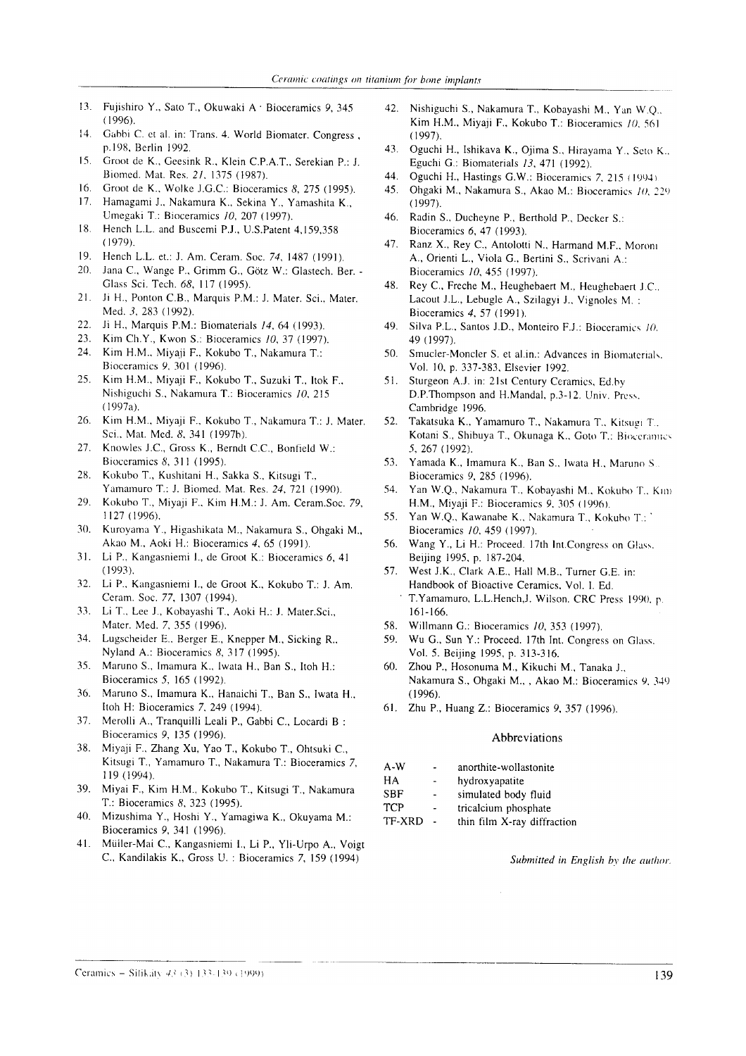13. Fujishiro Y., Sato T., Okuwaki A : Bioceramics *9*, 345 (1996).
14. Gabbi C. et al. in: Trans. 4. World Biomater. Congress, p.198, Berlin 1992.
15. Groot de K., Geesink R., Klein C.P.A.T., Serekian P.: J. Biomed. Mat. Res. *21*, 1375 (1987).
16. Groot de K., Wolke J.G.C.: Bioceramics *8*, 275 (1995).
17. Hamagami J., Nakamura K., Sekina Y., Yamashita K., Umegaki T.: Bioceramics *10*, 207 (1997).
18. Hench L.L. and Buscemi P.J., U.S.Patent 4,159,358 (1979).
19. Hench L.L. et.: J. Am. Ceram. Soc. *74*, 1487 (1991).
20. Jana C., Wange P., Grimm G., Götz W.: Glastech. Ber. - Glass Sci. Tech. *68*, 117 (1995).
21. Ji H., Ponton C.B., Marquis P.M.: J. Mater. Sci., Mater. Med. *3*, 283 (1992).
22. Ji H., Marquis P.M.: Biomaterials *14*, 64 (1993).
23. Kim Ch.Y., Kwon S.: Bioceramics *10*, 37 (1997).
24. Kim H.M., Miyaji F., Kokubo T., Nakamura T.: Bioceramics *9*, 301 (1996).
25. Kim H.M., Miyaji F., Kokubo T., Suzuki T., Itok F., Nishiguchi S., Nakamura T.: Bioceramics *10*, 215 (1997a).
26. Kim H.M., Miyaji F., Kokubo T., Nakamura T.: J. Mater. Sci., Mat. Med. *8*, 341 (1997b).
27. Knowles J.C., Gross K., Berndt C.C., Bonfield W.: Bioceramics *8*, 311 (1995).
28. Kokubo T., Kushitani H., Sakka S., Kitsugi T., Yamamuro T.: J. Biomed. Mat. Res. *24*, 721 (1990).
29. Kokubo T., Miyaji F., Kim H.M.: J. Am. Ceram.Soc. *79*, 1127 (1996).
30. Kuroyama Y., Higashikata M., Nakamura S., Ohgaki M., Akao M., Aoki H.: Bioceramics *4*, 65 (1991).
31. Li P., Kangasniemi I., de Groot K.: Bioceramics *6*, 41 (1993).
32. Li P., Kangasniemi I., de Groot K., Kokubo T.: J. Am. Ceram. Soc. *77*, 1307 (1994).
33. Li T., Lee J., Kobayashi T., Aoki H.: J. Mater.Sci., Mater. Med. *7*, 355 (1996).
34. Lugscheider E., Berger E., Knepper M., Sicking R., Nyland A.: Bioceramics *8*, 317 (1995).
35. Maruno S., Imamura K., Iwata H., Ban S., Itoh H.: Bioceramics *5*, 165 (1992).
36. Maruno S., Imamura K., Hanaichi T., Ban S., Iwata H., Itoh H: Bioceramics *7*, 249 (1994).
37. Merolli A., Tranquilli Leali P., Gabbi C., Locardi B : Bioceramics *9*, 135 (1996).
38. Miyaji F., Zhang Xu, Yao T., Kokubo T., Ohtsuki C., Kitsugi T., Yamamuro T., Nakamura T.: Bioceramics *7*, 119 (1994).
39. Miyai F., Kim H.M., Kokubo T., Kitsugi T., Nakamura T.: Bioceramics *8*, 323 (1995).
40. Mizushima Y., Hoshi Y., Yamagiwa K., Okuyama M.: Bioceramics *9*, 341 (1996).
41. Müller-Mai C., Kangasniemi I., Li P., Yli-Urpo A., Voigt C., Kandilakis K., Gross U. : Bioceramics *7*, 159 (1994)
42. Nishiguchi S., Nakamura T., Kobayashi M., Yan W.Q., Kim H.M., Miyaji F., Kokubo T.: Bioceramics *10*, 561 (1997).
43. Oguchi H., Ishikava K., Ojima S., Hirayama Y., Seto K., Eguchi G.: Biomaterials *13*, 471 (1992).
44. Oguchi H., Hastings G.W.: Bioceramics *7*, 215 (1994)
45. Ohgaki M., Nakamura S., Akao M.: Bioceramics *10*, 229 (1997).
46. Radin S., Ducheyne P., Berthold P., Decker S.: Bioceramics *6*, 47 (1993).
47. Ranz X., Rey C., Antolotti N., Harmand M.F., Moroni A., Orienti L., Viola G., Bertini S., Scrivani A.: Bioceramics *10*, 455 (1997).
48. Rey C., Freche M., Heughebaert M., Heughebaert J.C., Lacout J.L., Lebugle A., Szilagyi J., Vignoles M. : Bioceramics *4*, 57 (1991).
49. Silva P.L., Santos J.D., Monteiro F.J.: Bioceramics *10*, 49 (1997).
50. Smucler-Moncler S. et al.in.: Advances in Biomaterials, Vol. 10, p. 337-383, Elsevier 1992.
51. Sturgeon A.J. in: 21st Century Ceramics, Ed.by D.P.Thompson and H.Mandal, p.3-12. Univ. Press, Cambridge 1996.
52. Takatsuka K., Yamamuro T., Nakamura T., Kitsugi T., Kotani S., Shibuya T., Okunaga K., Goto T.: Bioceramics *5*, 267 (1992).
53. Yamada K., Imamura K., Ban S., Iwata H., Maruno S.: Bioceramics *9*, 285 (1996).
54. Yan W.Q., Nakamura T., Kobayashi M., Kokubo T., Kim H.M., Miyaji F.: Bioceramics *9*, 305 (1996).
55. Yan W.Q., Kawanabe K., Nakamura T., Kokubo T.: Bioceramics *10*, 459 (1997).
56. Wang Y., Li H.: Proceed. 17th Int.Congress on Glass, Beijing 1995, p. 187-204.
57. West J.K., Clark A.E., Hall M.B., Turner G.E. in: Handbook of Bioactive Ceramics, Vol. I. Ed. T.Yamamuro, L.L.Hench,J. Wilson. CRC Press 1990, p. 161-166.
58. Willmann G.: Bioceramics *10*, 353 (1997).
59. Wu G., Sun Y.: Proceed. 17th Int. Congress on Glass, Vol. 5. Beijing 1995, p. 313-316.
60. Zhou P., Hosonuma M., Kikuchi M., Tanaka J., Nakamura S., Ohgaki M., , Akao M.: Bioceramics *9*, 349 (1996).
61. Zhu P., Huang Z.: Bioceramics *9*, 357 (1996).

## Abbreviations

| | | |
|---|---|---|
| A-W | - | anorthite-wollastonite |
| HA | - | hydroxyapatite |
| SBF | - | simulated body fluid |
| TCP | - | tricalcium phosphate |
| TF-XRD | - | thin film X-ray diffraction |

*Submitted in English by the author.*